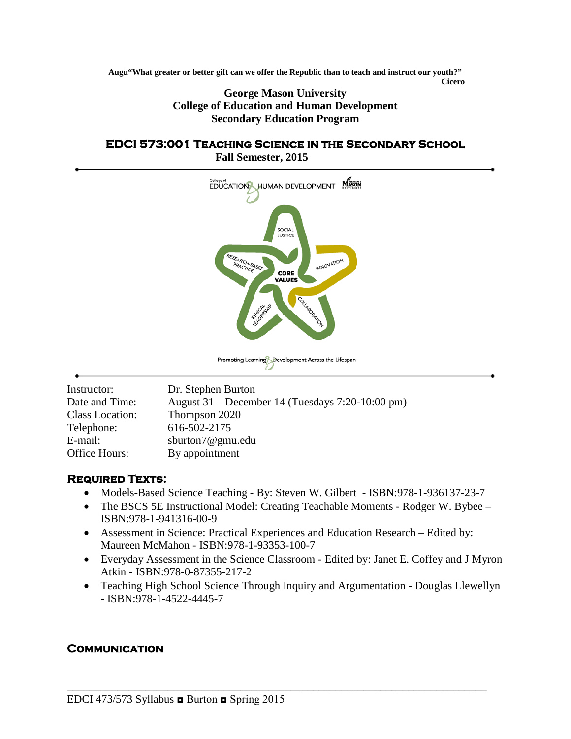**Augu"What greater or better gift can we offer the Republic than to teach and instruct our youth?"**
**Cicero**

**George Mason University**
**College of Education and Human Development**
**Secondary Education Program**

# EDCI 573:001 Teaching Science in the Secondary School

**Fall Semester, 2015**

| | |
|---|---|
| Instructor: | Dr. Stephen Burton |
| Date and Time: | August 31 – December 14 (Tuesdays 7:20-10:00 pm) |
| Class Location: | Thompson 2020 |
| Telephone: | 616-502-2175 |
| E-mail: | sburton7@gmu.edu |
| Office Hours: | By appointment |

## Required Texts:

- Models-Based Science Teaching - By: Steven W. Gilbert - ISBN:978-1-936137-23-7
- The BSCS 5E Instructional Model: Creating Teachable Moments - Rodger W. Bybee – ISBN:978-1-941316-00-9
- Assessment in Science: Practical Experiences and Education Research – Edited by: Maureen McMahon - ISBN:978-1-93353-100-7
- Everyday Assessment in the Science Classroom - Edited by: Janet E. Coffey and J Myron Atkin - ISBN:978-0-87355-217-2
- Teaching High School Science Through Inquiry and Argumentation - Douglas Llewellyn - ISBN:978-1-4522-4445-7

## Communication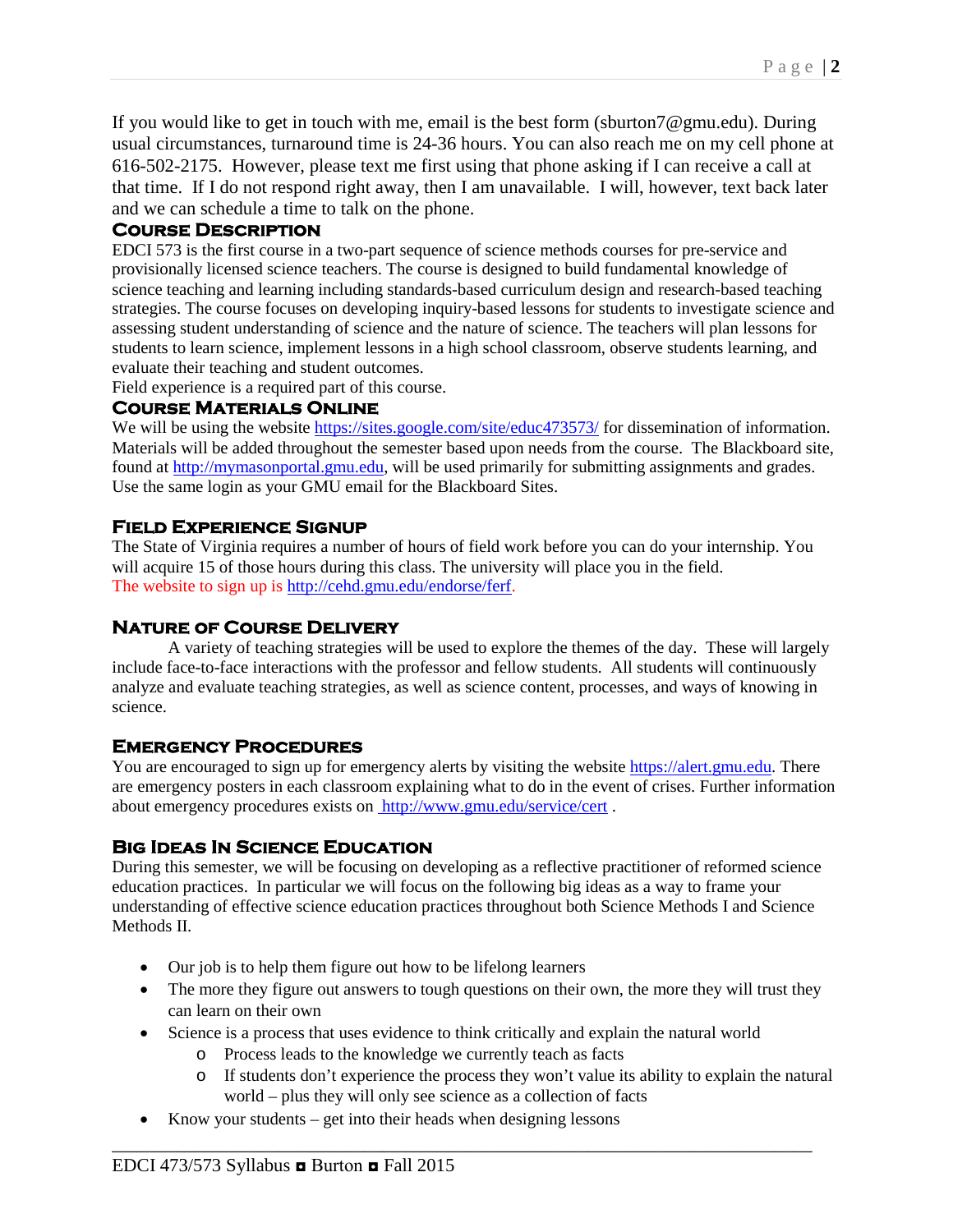If you would like to get in touch with me, email is the best form (sburton7@gmu.edu). During usual circumstances, turnaround time is 24-36 hours. You can also reach me on my cell phone at 616-502-2175. However, please text me first using that phone asking if I can receive a call at that time. If I do not respond right away, then I am unavailable. I will, however, text back later and we can schedule a time to talk on the phone.

## Course Description

EDCI 573 is the first course in a two-part sequence of science methods courses for pre-service and provisionally licensed science teachers. The course is designed to build fundamental knowledge of science teaching and learning including standards-based curriculum design and research-based teaching strategies. The course focuses on developing inquiry-based lessons for students to investigate science and assessing student understanding of science and the nature of science. The teachers will plan lessons for students to learn science, implement lessons in a high school classroom, observe students learning, and evaluate their teaching and student outcomes.
Field experience is a required part of this course.

## Course Materials Online

We will be using the website https://sites.google.com/site/educ473573/ for dissemination of information. Materials will be added throughout the semester based upon needs from the course. The Blackboard site, found at http://mymasonportal.gmu.edu, will be used primarily for submitting assignments and grades. Use the same login as your GMU email for the Blackboard Sites.

## Field Experience Signup

The State of Virginia requires a number of hours of field work before you can do your internship. You will acquire 15 of those hours during this class. The university will place you in the field.
The website to sign up is http://cehd.gmu.edu/endorse/ferf.

## Nature of Course Delivery

A variety of teaching strategies will be used to explore the themes of the day. These will largely include face-to-face interactions with the professor and fellow students. All students will continuously analyze and evaluate teaching strategies, as well as science content, processes, and ways of knowing in science.

## Emergency Procedures

You are encouraged to sign up for emergency alerts by visiting the website https://alert.gmu.edu. There are emergency posters in each classroom explaining what to do in the event of crises. Further information about emergency procedures exists on http://www.gmu.edu/service/cert .

## Big Ideas In Science Education

During this semester, we will be focusing on developing as a reflective practitioner of reformed science education practices. In particular we will focus on the following big ideas as a way to frame your understanding of effective science education practices throughout both Science Methods I and Science Methods II.

- Our job is to help them figure out how to be lifelong learners
- The more they figure out answers to tough questions on their own, the more they will trust they can learn on their own
- Science is a process that uses evidence to think critically and explain the natural world
  - Process leads to the knowledge we currently teach as facts
  - If students don't experience the process they won't value its ability to explain the natural world – plus they will only see science as a collection of facts
- Know your students – get into their heads when designing lessons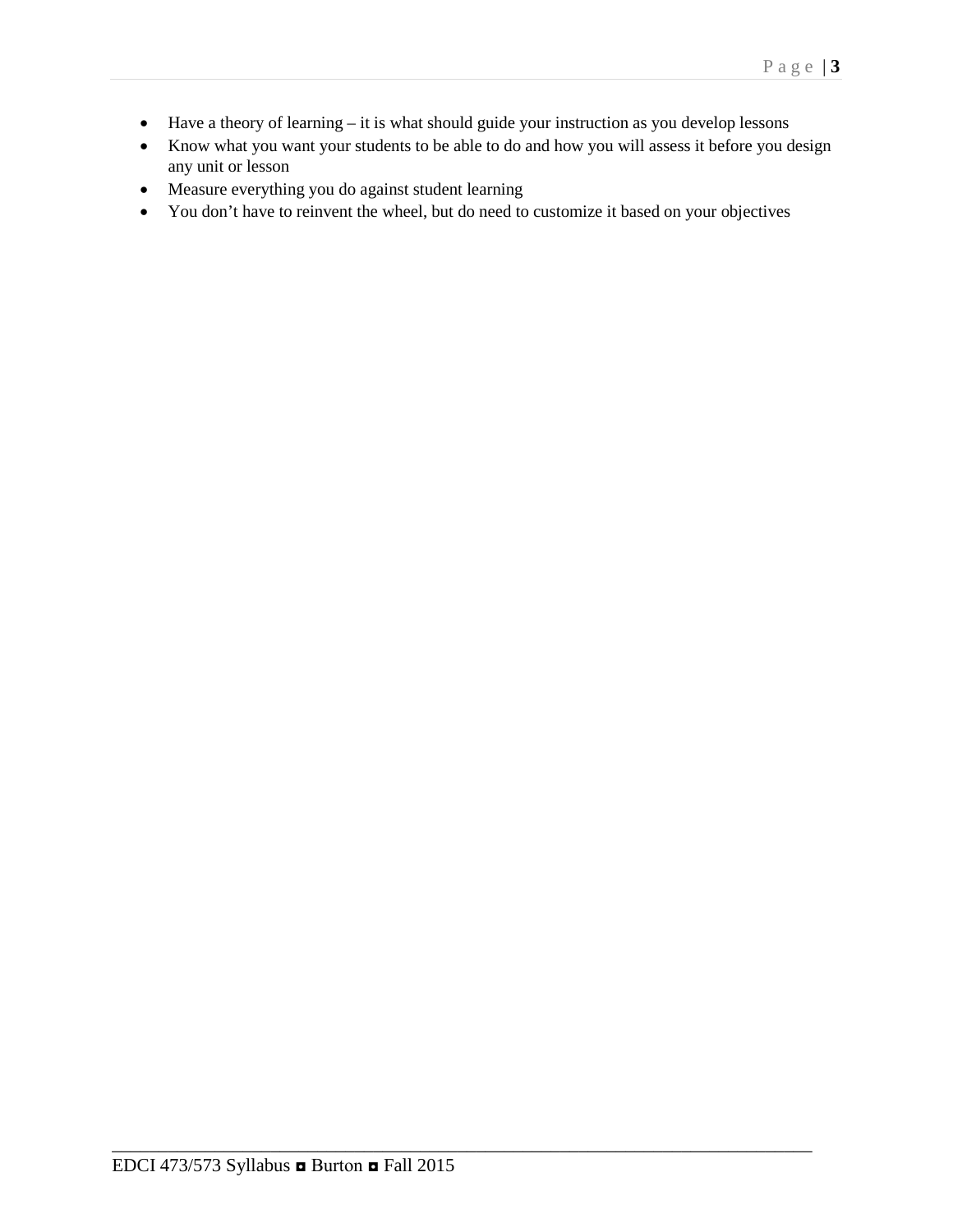- Have a theory of learning – it is what should guide your instruction as you develop lessons
- Know what you want your students to be able to do and how you will assess it before you design any unit or lesson
- Measure everything you do against student learning
- You don't have to reinvent the wheel, but do need to customize it based on your objectives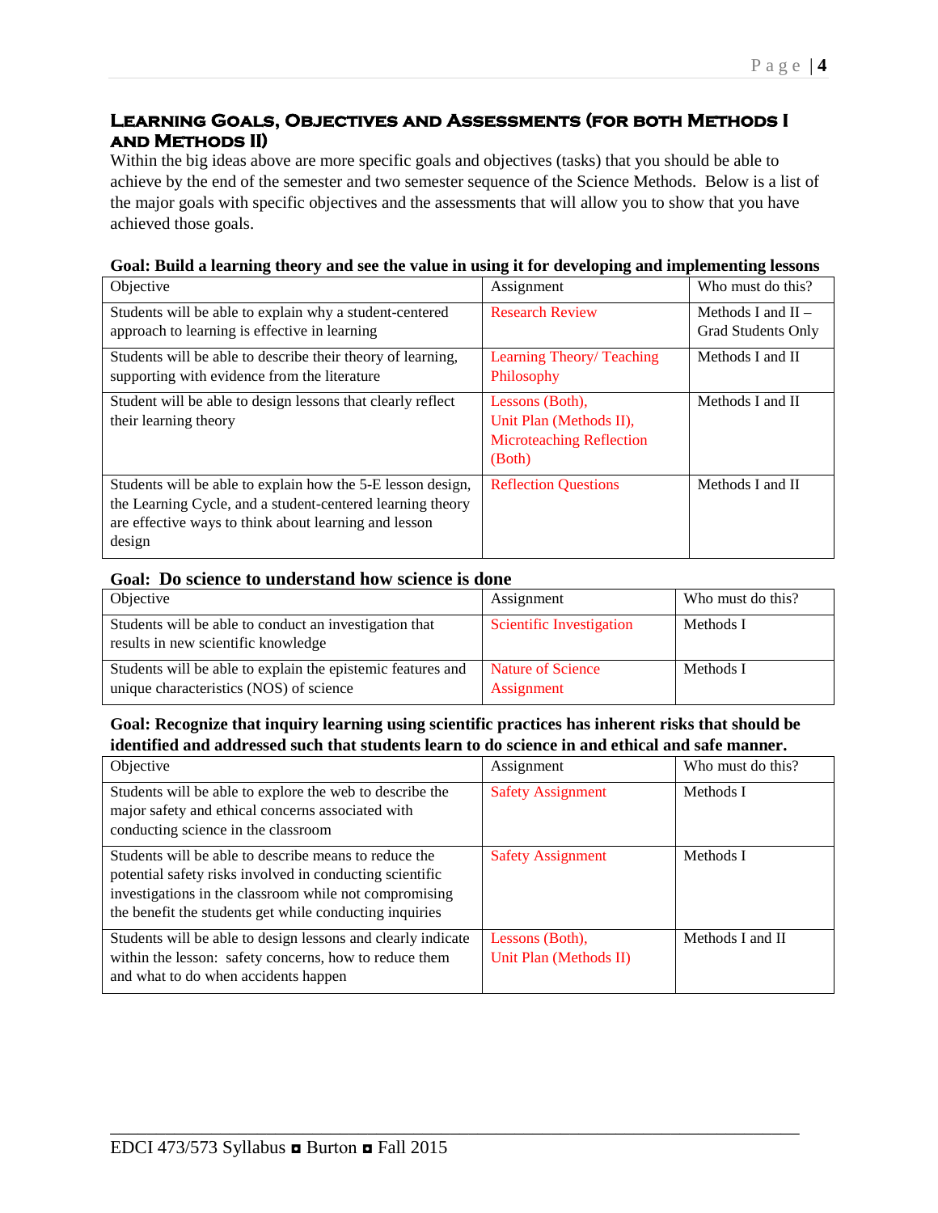## Learning Goals, Objectives and Assessments (for both Methods I and Methods II)

Within the big ideas above are more specific goals and objectives (tasks) that you should be able to achieve by the end of the semester and two semester sequence of the Science Methods. Below is a list of the major goals with specific objectives and the assessments that will allow you to show that you have achieved those goals.

**Goal: Build a learning theory and see the value in using it for developing and implementing lessons**

| Objective | Assignment | Who must do this? |
|---|---|---|
| Students will be able to explain why a student-centered approach to learning is effective in learning | Research Review | Methods I and II – Grad Students Only |
| Students will be able to describe their theory of learning, supporting with evidence from the literature | Learning Theory/ Teaching Philosophy | Methods I and II |
| Student will be able to design lessons that clearly reflect their learning theory | Lessons (Both), Unit Plan (Methods II), Microteaching Reflection (Both) | Methods I and II |
| Students will be able to explain how the 5-E lesson design, the Learning Cycle, and a student-centered learning theory are effective ways to think about learning and lesson design | Reflection Questions | Methods I and II |

**Goal: Do science to understand how science is done**

| Objective | Assignment | Who must do this? |
|---|---|---|
| Students will be able to conduct an investigation that results in new scientific knowledge | Scientific Investigation | Methods I |
| Students will be able to explain the epistemic features and unique characteristics (NOS) of science | Nature of Science Assignment | Methods I |

**Goal: Recognize that inquiry learning using scientific practices has inherent risks that should be identified and addressed such that students learn to do science in and ethical and safe manner.**

| Objective | Assignment | Who must do this? |
|---|---|---|
| Students will be able to explore the web to describe the major safety and ethical concerns associated with conducting science in the classroom | Safety Assignment | Methods I |
| Students will be able to describe means to reduce the potential safety risks involved in conducting scientific investigations in the classroom while not compromising the benefit the students get while conducting inquiries | Safety Assignment | Methods I |
| Students will be able to design lessons and clearly indicate within the lesson: safety concerns, how to reduce them and what to do when accidents happen | Lessons (Both), Unit Plan (Methods II) | Methods I and II |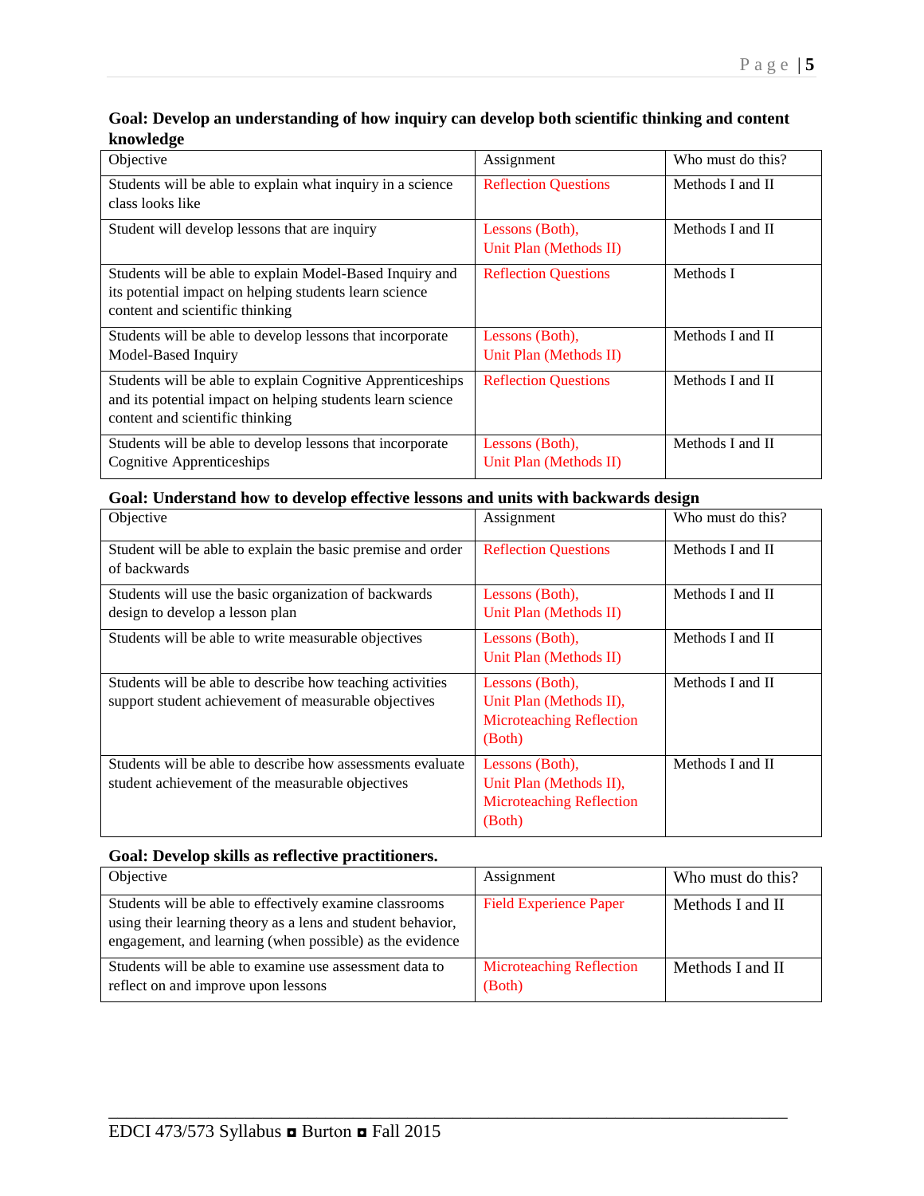**Goal: Develop an understanding of how inquiry can develop both scientific thinking and content knowledge**

| Objective | Assignment | Who must do this? |
| --- | --- | --- |
| Students will be able to explain what inquiry in a science class looks like | Reflection Questions | Methods I and II |
| Student will develop lessons that are inquiry | Lessons (Both), Unit Plan (Methods II) | Methods I and II |
| Students will be able to explain Model-Based Inquiry and its potential impact on helping students learn science content and scientific thinking | Reflection Questions | Methods I |
| Students will be able to develop lessons that incorporate Model-Based Inquiry | Lessons (Both), Unit Plan (Methods II) | Methods I and II |
| Students will be able to explain Cognitive Apprenticeships and its potential impact on helping students learn science content and scientific thinking | Reflection Questions | Methods I and II |
| Students will be able to develop lessons that incorporate Cognitive Apprenticeships | Lessons (Both), Unit Plan (Methods II) | Methods I and II |

**Goal: Understand how to develop effective lessons and units with backwards design**

| Objective | Assignment | Who must do this? |
| --- | --- | --- |
| Student will be able to explain the basic premise and order of backwards | Reflection Questions | Methods I and II |
| Students will use the basic organization of backwards design to develop a lesson plan | Lessons (Both), Unit Plan (Methods II) | Methods I and II |
| Students will be able to write measurable objectives | Lessons (Both), Unit Plan (Methods II) | Methods I and II |
| Students will be able to describe how teaching activities support student achievement of measurable objectives | Lessons (Both), Unit Plan (Methods II), Microteaching Reflection (Both) | Methods I and II |
| Students will be able to describe how assessments evaluate student achievement of the measurable objectives | Lessons (Both), Unit Plan (Methods II), Microteaching Reflection (Both) | Methods I and II |

**Goal: Develop skills as reflective practitioners.**

| Objective | Assignment | Who must do this? |
| --- | --- | --- |
| Students will be able to effectively examine classrooms using their learning theory as a lens and student behavior, engagement, and learning (when possible) as the evidence | Field Experience Paper | Methods I and II |
| Students will be able to examine use assessment data to reflect on and improve upon lessons | Microteaching Reflection (Both) | Methods I and II |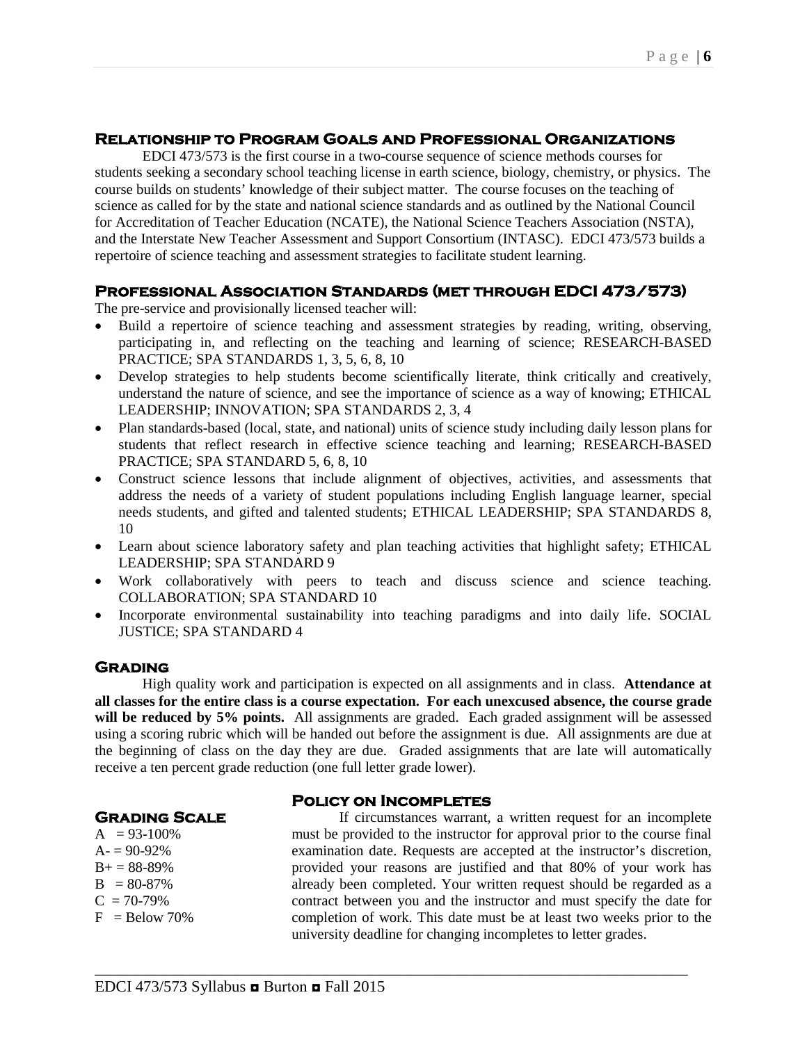## Relationship to Program Goals and Professional Organizations

EDCI 473/573 is the first course in a two-course sequence of science methods courses for students seeking a secondary school teaching license in earth science, biology, chemistry, or physics. The course builds on students' knowledge of their subject matter. The course focuses on the teaching of science as called for by the state and national science standards and as outlined by the National Council for Accreditation of Teacher Education (NCATE), the National Science Teachers Association (NSTA), and the Interstate New Teacher Assessment and Support Consortium (INTASC). EDCI 473/573 builds a repertoire of science teaching and assessment strategies to facilitate student learning.

## Professional Association Standards (met through EDCI 473/573)

The pre-service and provisionally licensed teacher will:

- Build a repertoire of science teaching and assessment strategies by reading, writing, observing, participating in, and reflecting on the teaching and learning of science; RESEARCH-BASED PRACTICE; SPA STANDARDS 1, 3, 5, 6, 8, 10
- Develop strategies to help students become scientifically literate, think critically and creatively, understand the nature of science, and see the importance of science as a way of knowing; ETHICAL LEADERSHIP; INNOVATION; SPA STANDARDS 2, 3, 4
- Plan standards-based (local, state, and national) units of science study including daily lesson plans for students that reflect research in effective science teaching and learning; RESEARCH-BASED PRACTICE; SPA STANDARD 5, 6, 8, 10
- Construct science lessons that include alignment of objectives, activities, and assessments that address the needs of a variety of student populations including English language learner, special needs students, and gifted and talented students; ETHICAL LEADERSHIP; SPA STANDARDS 8, 10
- Learn about science laboratory safety and plan teaching activities that highlight safety; ETHICAL LEADERSHIP; SPA STANDARD 9
- Work collaboratively with peers to teach and discuss science and science teaching. COLLABORATION; SPA STANDARD 10
- Incorporate environmental sustainability into teaching paradigms and into daily life. SOCIAL JUSTICE; SPA STANDARD 4

## Grading

High quality work and participation is expected on all assignments and in class. **Attendance at all classes for the entire class is a course expectation. For each unexcused absence, the course grade will be reduced by 5% points.** All assignments are graded. Each graded assignment will be assessed using a scoring rubric which will be handed out before the assignment is due. All assignments are due at the beginning of class on the day they are due. Graded assignments that are late will automatically receive a ten percent grade reduction (one full letter grade lower).

## Grading Scale

A = 93-100%
A- = 90-92%
B+ = 88-89%
B = 80-87%
C = 70-79%
F = Below 70%

## Policy on Incompletes

If circumstances warrant, a written request for an incomplete must be provided to the instructor for approval prior to the course final examination date. Requests are accepted at the instructor's discretion, provided your reasons are justified and that 80% of your work has already been completed. Your written request should be regarded as a contract between you and the instructor and must specify the date for completion of work. This date must be at least two weeks prior to the university deadline for changing incompletes to letter grades.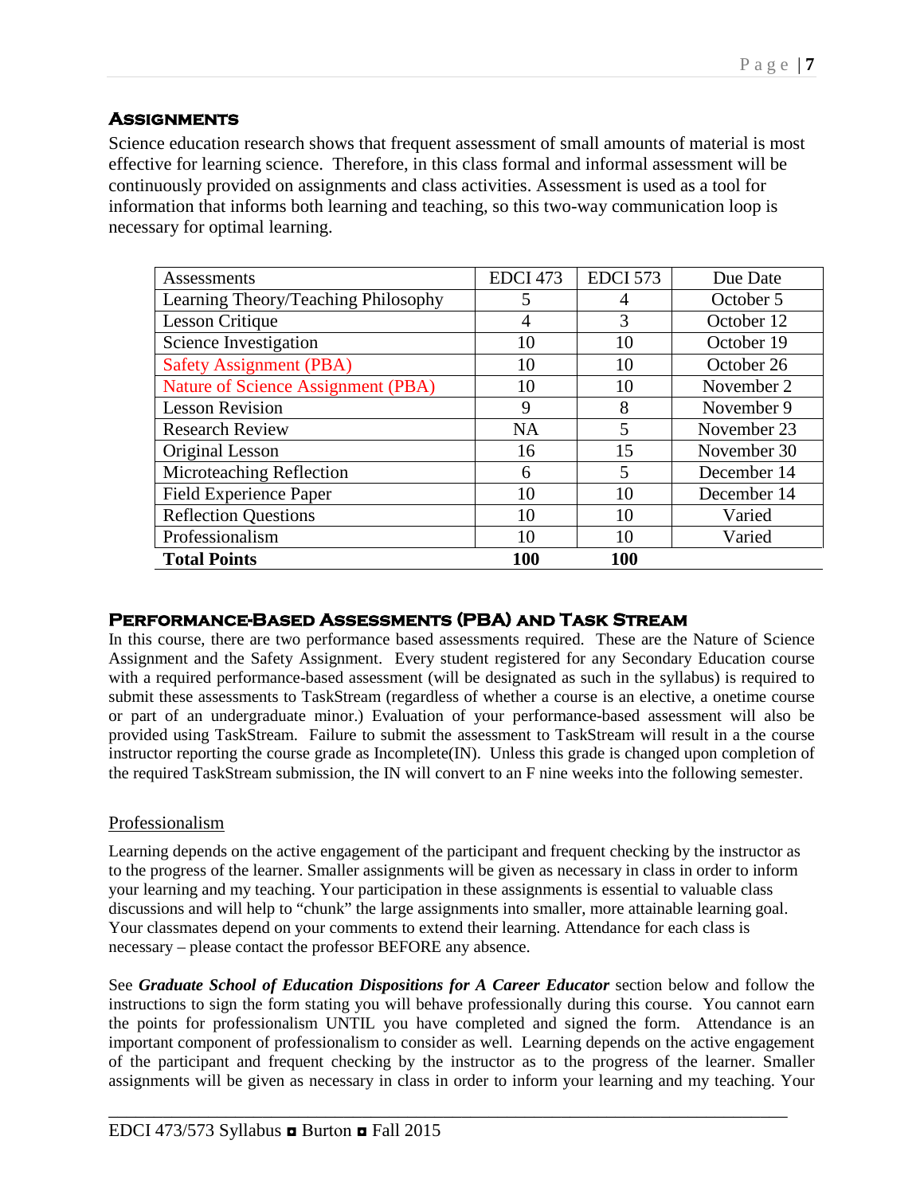## Assignments

Science education research shows that frequent assessment of small amounts of material is most effective for learning science. Therefore, in this class formal and informal assessment will be continuously provided on assignments and class activities. Assessment is used as a tool for information that informs both learning and teaching, so this two-way communication loop is necessary for optimal learning.

| Assessments | EDCI 473 | EDCI 573 | Due Date |
|---|---|---|---|
| Learning Theory/Teaching Philosophy | 5 | 4 | October 5 |
| Lesson Critique | 4 | 3 | October 12 |
| Science Investigation | 10 | 10 | October 19 |
| Safety Assignment (PBA) | 10 | 10 | October 26 |
| Nature of Science Assignment (PBA) | 10 | 10 | November 2 |
| Lesson Revision | 9 | 8 | November 9 |
| Research Review | NA | 5 | November 23 |
| Original Lesson | 16 | 15 | November 30 |
| Microteaching Reflection | 6 | 5 | December 14 |
| Field Experience Paper | 10 | 10 | December 14 |
| Reflection Questions | 10 | 10 | Varied |
| Professionalism | 10 | 10 | Varied |
| **Total Points** | **100** | **100** | |

## Performance-Based Assessments (PBA) and Task Stream

In this course, there are two performance based assessments required. These are the Nature of Science Assignment and the Safety Assignment. Every student registered for any Secondary Education course with a required performance-based assessment (will be designated as such in the syllabus) is required to submit these assessments to TaskStream (regardless of whether a course is an elective, a onetime course or part of an undergraduate minor.) Evaluation of your performance-based assessment will also be provided using TaskStream. Failure to submit the assessment to TaskStream will result in a the course instructor reporting the course grade as Incomplete(IN). Unless this grade is changed upon completion of the required TaskStream submission, the IN will convert to an F nine weeks into the following semester.

### Professionalism

Learning depends on the active engagement of the participant and frequent checking by the instructor as to the progress of the learner. Smaller assignments will be given as necessary in class in order to inform your learning and my teaching. Your participation in these assignments is essential to valuable class discussions and will help to "chunk" the large assignments into smaller, more attainable learning goal. Your classmates depend on your comments to extend their learning. Attendance for each class is necessary – please contact the professor BEFORE any absence.

See ***Graduate School of Education Dispositions for A Career Educator*** section below and follow the instructions to sign the form stating you will behave professionally during this course. You cannot earn the points for professionalism UNTIL you have completed and signed the form. Attendance is an important component of professionalism to consider as well. Learning depends on the active engagement of the participant and frequent checking by the instructor as to the progress of the learner. Smaller assignments will be given as necessary in class in order to inform your learning and my teaching. Your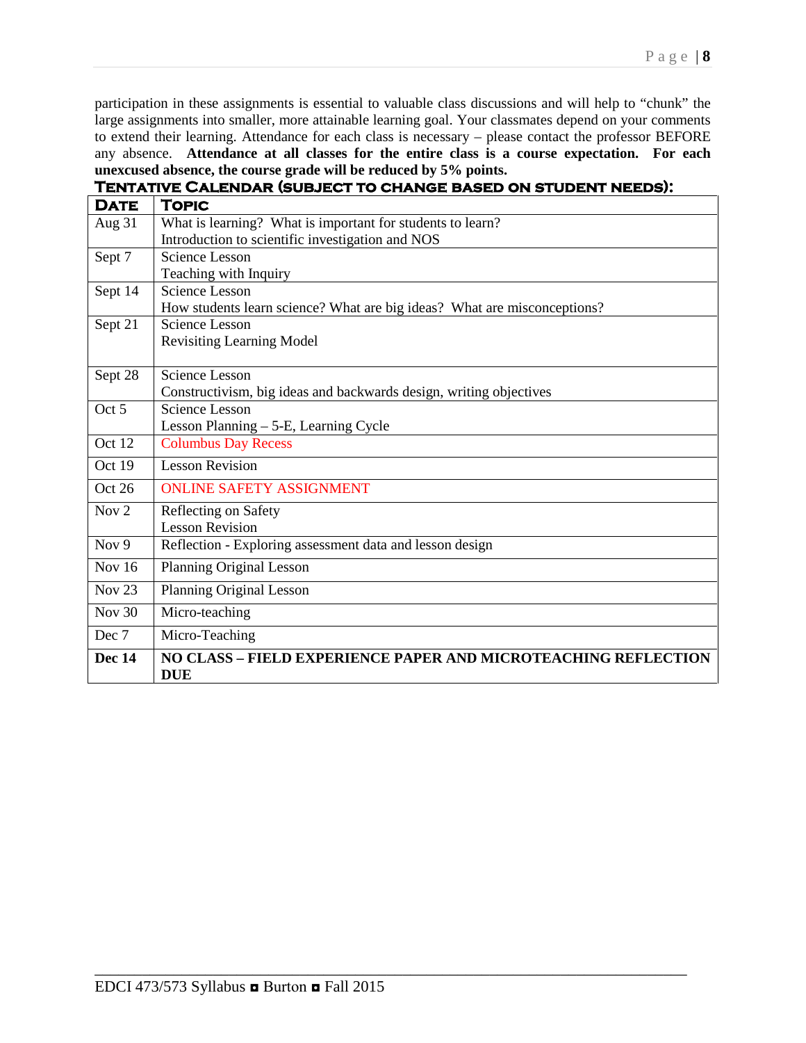participation in these assignments is essential to valuable class discussions and will help to "chunk" the large assignments into smaller, more attainable learning goal. Your classmates depend on your comments to extend their learning. Attendance for each class is necessary – please contact the professor BEFORE any absence. **Attendance at all classes for the entire class is a course expectation. For each unexcused absence, the course grade will be reduced by 5% points.**

## Tentative Calendar (subject to change based on student needs):

| Date | Topic |
|---|---|
| Aug 31 | What is learning? What is important for students to learn?<br>Introduction to scientific investigation and NOS |
| Sept 7 | Science Lesson<br>Teaching with Inquiry |
| Sept 14 | Science Lesson<br>How students learn science? What are big ideas? What are misconceptions? |
| Sept 21 | Science Lesson<br>Revisiting Learning Model |
| Sept 28 | Science Lesson<br>Constructivism, big ideas and backwards design, writing objectives |
| Oct 5 | Science Lesson<br>Lesson Planning – 5-E, Learning Cycle |
| Oct 12 | Columbus Day Recess |
| Oct 19 | Lesson Revision |
| Oct 26 | ONLINE SAFETY ASSIGNMENT |
| Nov 2 | Reflecting on Safety<br>Lesson Revision |
| Nov 9 | Reflection - Exploring assessment data and lesson design |
| Nov 16 | Planning Original Lesson |
| Nov 23 | Planning Original Lesson |
| Nov 30 | Micro-teaching |
| Dec 7 | Micro-Teaching |
| **Dec 14** | **NO CLASS – FIELD EXPERIENCE PAPER AND MICROTEACHING REFLECTION DUE** |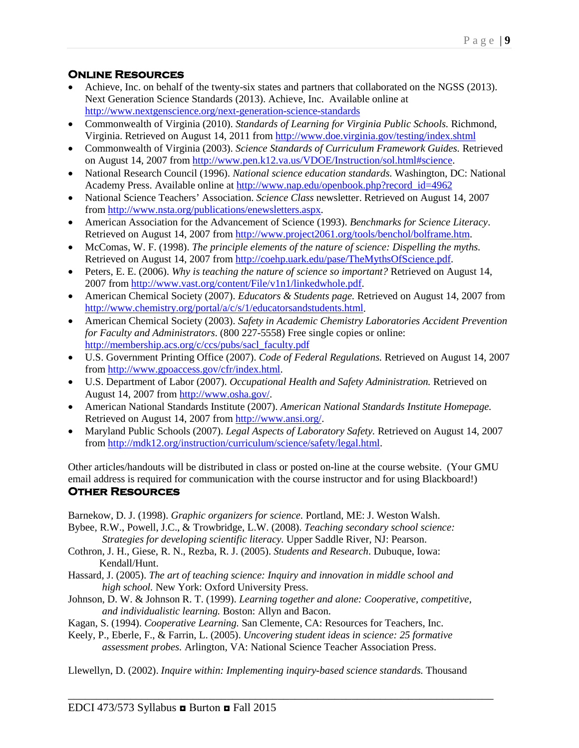## Online Resources

- Achieve, Inc. on behalf of the twenty-six states and partners that collaborated on the NGSS (2013). Next Generation Science Standards (2013). Achieve, Inc. Available online at http://www.nextgenscience.org/next-generation-science-standards
- Commonwealth of Virginia (2010). *Standards of Learning for Virginia Public Schools.* Richmond, Virginia. Retrieved on August 14, 2011 from http://www.doe.virginia.gov/testing/index.shtml
- Commonwealth of Virginia (2003). *Science Standards of Curriculum Framework Guides.* Retrieved on August 14, 2007 from http://www.pen.k12.va.us/VDOE/Instruction/sol.html#science.
- National Research Council (1996). *National science education standards.* Washington, DC: National Academy Press. Available online at http://www.nap.edu/openbook.php?record_id=4962
- National Science Teachers' Association. *Science Class* newsletter. Retrieved on August 14, 2007 from http://www.nsta.org/publications/enewsletters.aspx.
- American Association for the Advancement of Science (1993). *Benchmarks for Science Literacy*. Retrieved on August 14, 2007 from http://www.project2061.org/tools/benchol/bolframe.htm.
- McComas, W. F. (1998). *The principle elements of the nature of science: Dispelling the myths.* Retrieved on August 14, 2007 from http://coehp.uark.edu/pase/TheMythsOfScience.pdf.
- Peters, E. E. (2006). *Why is teaching the nature of science so important?* Retrieved on August 14, 2007 from http://www.vast.org/content/File/v1n1/linkedwhole.pdf.
- American Chemical Society (2007). *Educators & Students page.* Retrieved on August 14, 2007 from http://www.chemistry.org/portal/a/c/s/1/educatorsandstudents.html.
- American Chemical Society (2003). *Safety in Academic Chemistry Laboratories Accident Prevention for Faculty and Administrators*. (800 227-5558) Free single copies or online: http://membership.acs.org/c/ccs/pubs/sacl_faculty.pdf
- U.S. Government Printing Office (2007). *Code of Federal Regulations.* Retrieved on August 14, 2007 from http://www.gpoaccess.gov/cfr/index.html.
- U.S. Department of Labor (2007). *Occupational Health and Safety Administration.* Retrieved on August 14, 2007 from http://www.osha.gov/.
- American National Standards Institute (2007). *American National Standards Institute Homepage.* Retrieved on August 14, 2007 from http://www.ansi.org/.
- Maryland Public Schools (2007). *Legal Aspects of Laboratory Safety.* Retrieved on August 14, 2007 from http://mdk12.org/instruction/curriculum/science/safety/legal.html.

Other articles/handouts will be distributed in class or posted on-line at the course website. (Your GMU email address is required for communication with the course instructor and for using Blackboard!)

## Other Resources

Barnekow, D. J. (1998). *Graphic organizers for science.* Portland, ME: J. Weston Walsh.

Bybee, R.W., Powell, J.C., & Trowbridge, L.W. (2008). *Teaching secondary school science: Strategies for developing scientific literacy.* Upper Saddle River, NJ: Pearson.

Cothron, J. H., Giese, R. N., Rezba, R. J. (2005). *Students and Research*. Dubuque, Iowa: Kendall/Hunt.

Hassard, J. (2005). *The art of teaching science: Inquiry and innovation in middle school and high school.* New York: Oxford University Press.

Johnson, D. W. & Johnson R. T. (1999). *Learning together and alone: Cooperative, competitive, and individualistic learning.* Boston: Allyn and Bacon.

Kagan, S. (1994). *Cooperative Learning.* San Clemente, CA: Resources for Teachers, Inc.

Keely, P., Eberle, F., & Farrin, L. (2005). *Uncovering student ideas in science: 25 formative assessment probes.* Arlington, VA: National Science Teacher Association Press.

Llewellyn, D. (2002). *Inquire within: Implementing inquiry-based science standards.* Thousand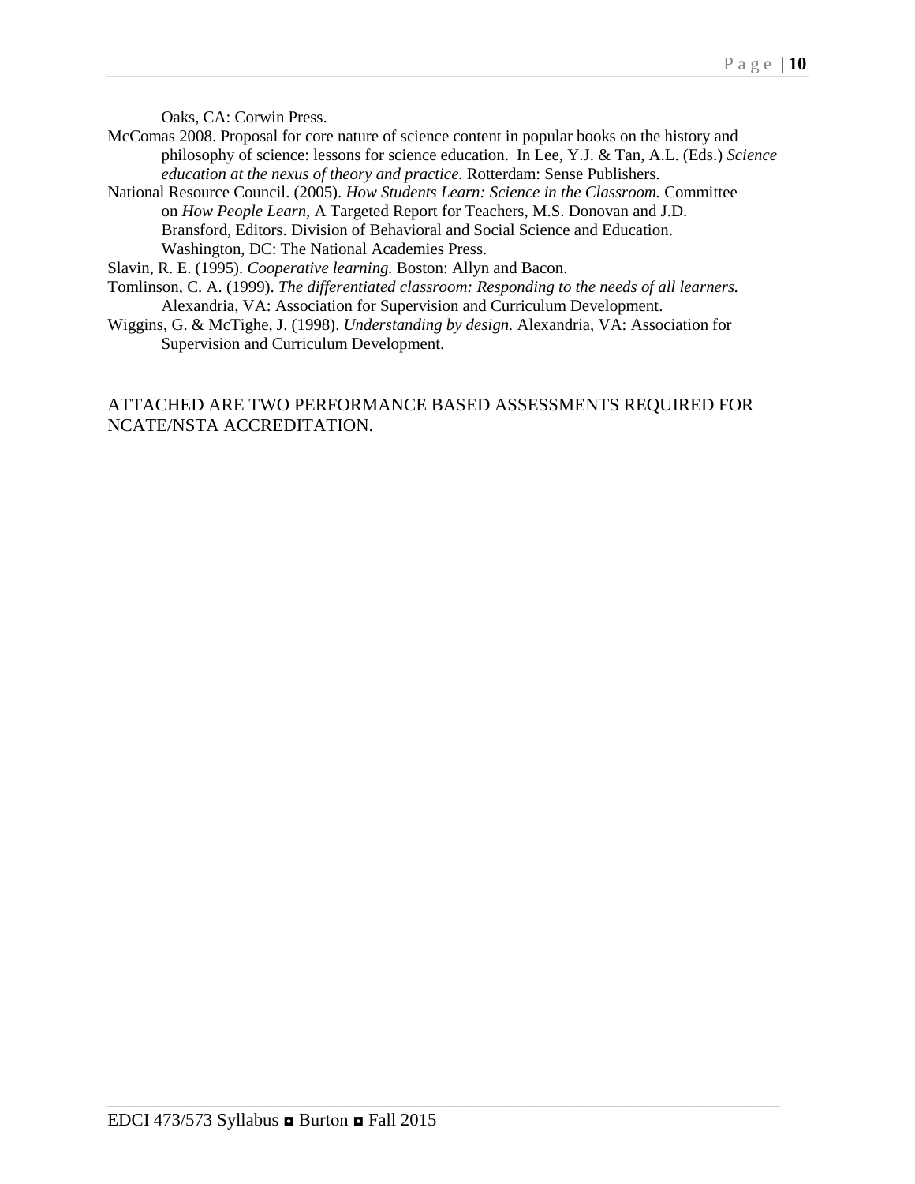Oaks, CA: Corwin Press.

McComas 2008. Proposal for core nature of science content in popular books on the history and philosophy of science: lessons for science education. In Lee, Y.J. & Tan, A.L. (Eds.) *Science education at the nexus of theory and practice.* Rotterdam: Sense Publishers.

National Resource Council. (2005). *How Students Learn: Science in the Classroom.* Committee on *How People Learn*, A Targeted Report for Teachers, M.S. Donovan and J.D. Bransford, Editors. Division of Behavioral and Social Science and Education. Washington, DC: The National Academies Press.

Slavin, R. E. (1995). *Cooperative learning.* Boston: Allyn and Bacon.

Tomlinson, C. A. (1999). *The differentiated classroom: Responding to the needs of all learners.* Alexandria, VA: Association for Supervision and Curriculum Development.

Wiggins, G. & McTighe, J. (1998). *Understanding by design.* Alexandria, VA: Association for Supervision and Curriculum Development.

ATTACHED ARE TWO PERFORMANCE BASED ASSESSMENTS REQUIRED FOR NCATE/NSTA ACCREDITATION.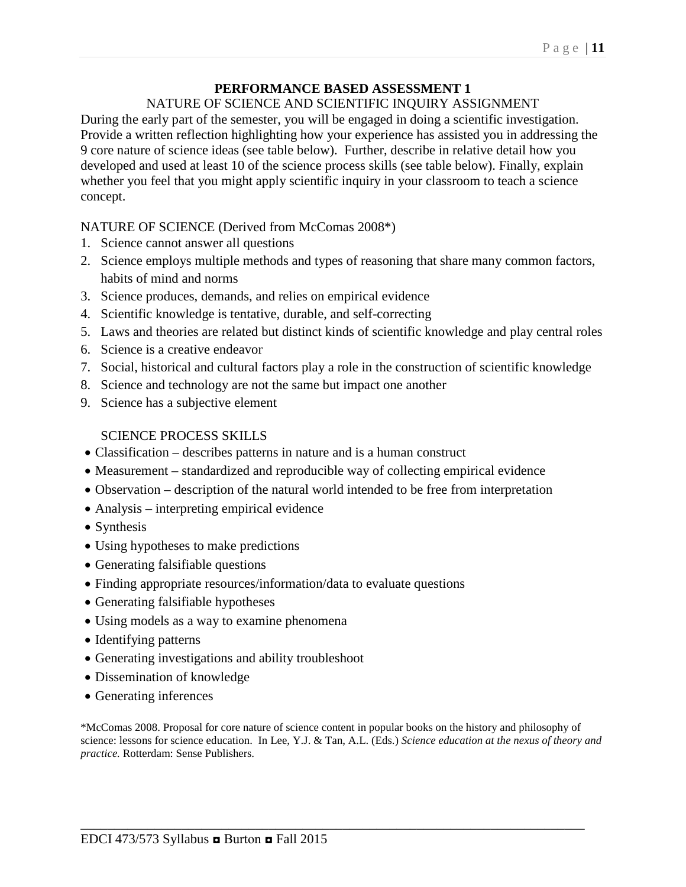# PERFORMANCE BASED ASSESSMENT 1

## NATURE OF SCIENCE AND SCIENTIFIC INQUIRY ASSIGNMENT

During the early part of the semester, you will be engaged in doing a scientific investigation. Provide a written reflection highlighting how your experience has assisted you in addressing the 9 core nature of science ideas (see table below). Further, describe in relative detail how you developed and used at least 10 of the science process skills (see table below). Finally, explain whether you feel that you might apply scientific inquiry in your classroom to teach a science concept.

NATURE OF SCIENCE (Derived from McComas 2008*)

1. Science cannot answer all questions
2. Science employs multiple methods and types of reasoning that share many common factors, habits of mind and norms
3. Science produces, demands, and relies on empirical evidence
4. Scientific knowledge is tentative, durable, and self-correcting
5. Laws and theories are related but distinct kinds of scientific knowledge and play central roles
6. Science is a creative endeavor
7. Social, historical and cultural factors play a role in the construction of scientific knowledge
8. Science and technology are not the same but impact one another
9. Science has a subjective element

SCIENCE PROCESS SKILLS

- Classification – describes patterns in nature and is a human construct
- Measurement – standardized and reproducible way of collecting empirical evidence
- Observation – description of the natural world intended to be free from interpretation
- Analysis – interpreting empirical evidence
- Synthesis
- Using hypotheses to make predictions
- Generating falsifiable questions
- Finding appropriate resources/information/data to evaluate questions
- Generating falsifiable hypotheses
- Using models as a way to examine phenomena
- Identifying patterns
- Generating investigations and ability troubleshoot
- Dissemination of knowledge
- Generating inferences

*McComas 2008. Proposal for core nature of science content in popular books on the history and philosophy of science: lessons for science education. In Lee, Y.J. & Tan, A.L. (Eds.) *Science education at the nexus of theory and practice.* Rotterdam: Sense Publishers.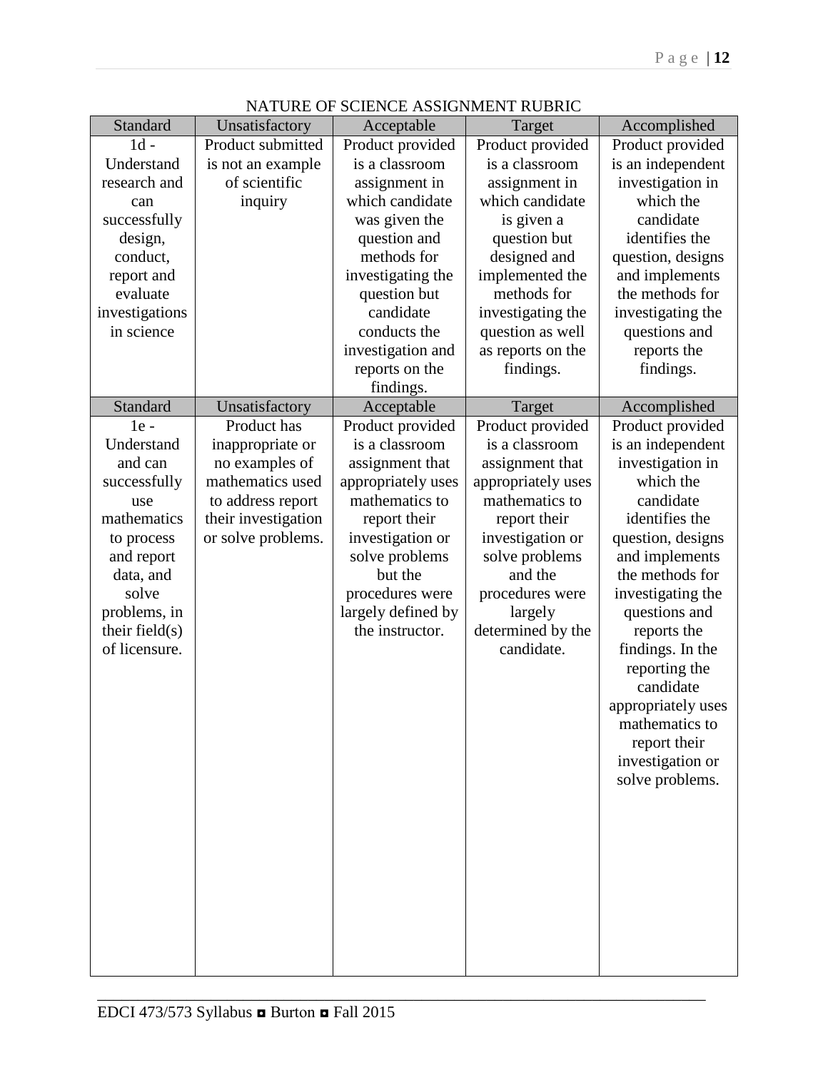NATURE OF SCIENCE ASSIGNMENT RUBRIC

| Standard | Unsatisfactory | Acceptable | Target | Accomplished |
|---|---|---|---|---|
| 1d - Understand research and can successfully design, conduct, report and evaluate investigations in science | Product submitted is not an example of scientific inquiry | Product provided is a classroom assignment in which candidate was given the question and methods for investigating the question but candidate conducts the investigation and reports on the findings. | Product provided is a classroom assignment in which candidate is given a question but designed and implemented the methods for investigating the question as well as reports on the findings. | Product provided is an independent investigation in which the candidate identifies the question, designs and implements the methods for investigating the questions and reports the findings. |
| **Standard** | **Unsatisfactory** | **Acceptable** | **Target** | **Accomplished** |
| 1e - Understand and can successfully use mathematics to process and report data, and solve problems, in their field(s) of licensure. | Product has inappropriate or no examples of mathematics used to address report their investigation or solve problems. | Product provided is a classroom assignment that appropriately uses mathematics to report their investigation or solve problems but the procedures were largely defined by the instructor. | Product provided is a classroom assignment that appropriately uses mathematics to report their investigation or solve problems and the procedures were largely determined by the candidate. | Product provided is an independent investigation in which the candidate identifies the question, designs and implements the methods for investigating the questions and reports the findings. In the reporting the candidate appropriately uses mathematics to report their investigation or solve problems. |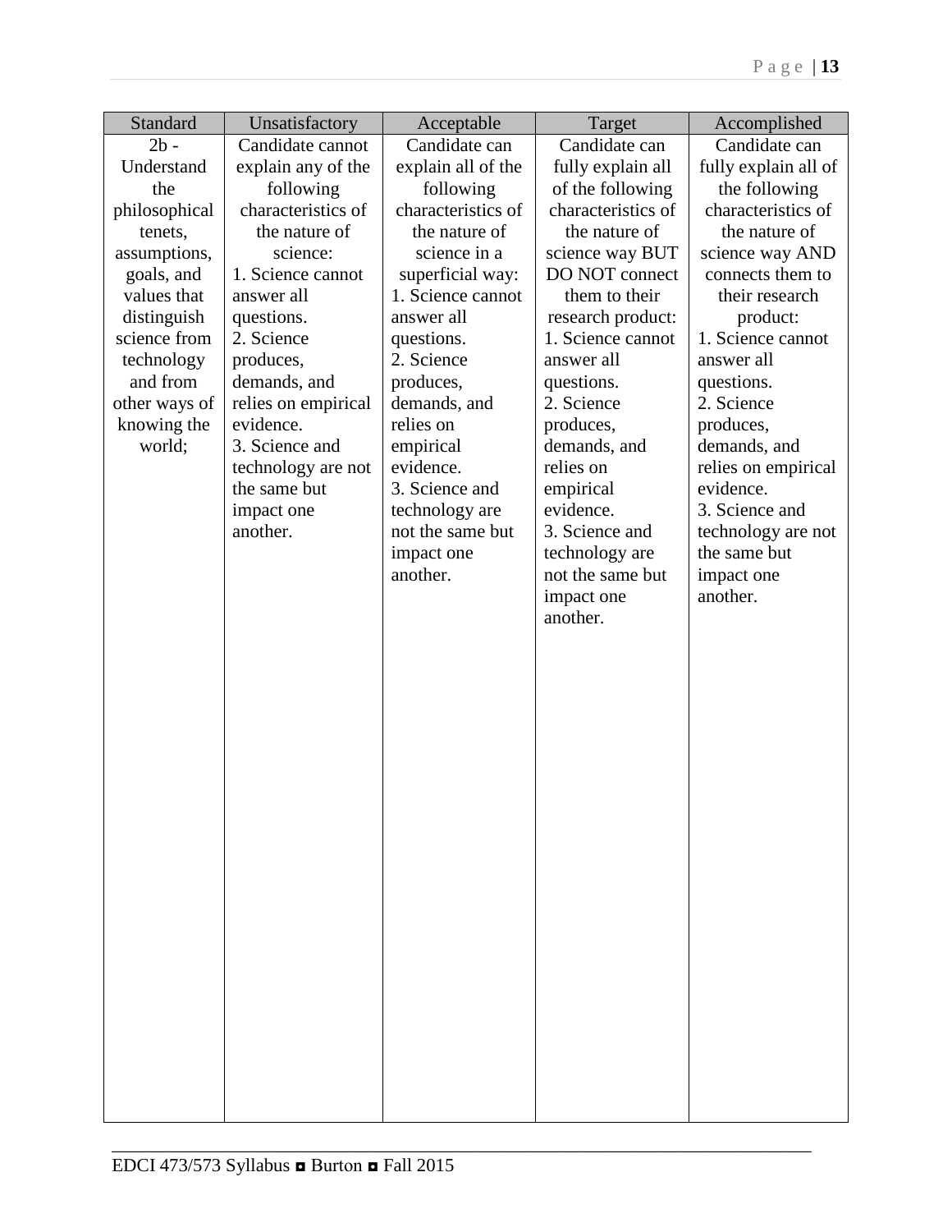| Standard | Unsatisfactory | Acceptable | Target | Accomplished |
| --- | --- | --- | --- | --- |
| 2b - Understand the philosophical tenets, assumptions, goals, and values that distinguish science from technology and from other ways of knowing the world; | Candidate cannot explain any of the following characteristics of the nature of science:<br>1. Science cannot answer all questions.<br>2. Science produces, demands, and relies on empirical evidence.<br>3. Science and technology are not the same but impact one another. | Candidate can explain all of the following characteristics of the nature of science in a superficial way:<br>1. Science cannot answer all questions.<br>2. Science produces, demands, and relies on empirical evidence.<br>3. Science and technology are not the same but impact one another. | Candidate can fully explain all of the following characteristics of the nature of science way BUT DO NOT connect them to their research product:<br>1. Science cannot answer all questions.<br>2. Science produces, demands, and relies on empirical evidence.<br>3. Science and technology are not the same but impact one another. | Candidate can fully explain all of the following characteristics of the nature of science way AND connects them to their research product:<br>1. Science cannot answer all questions.<br>2. Science produces, demands, and relies on empirical evidence.<br>3. Science and technology are not the same but impact one another. |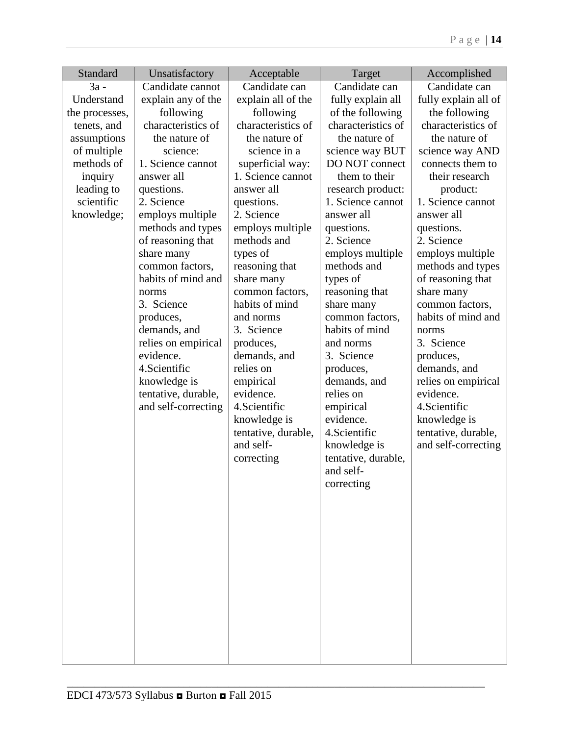| Standard | Unsatisfactory | Acceptable | Target | Accomplished |
|---|---|---|---|---|
| 3a - Understand the processes, tenets, and assumptions of multiple methods of inquiry leading to scientific knowledge; | Candidate cannot explain any of the following characteristics of the nature of science:<br>1. Science cannot answer all questions.<br>2. Science employs multiple methods and types of reasoning that share many common factors, habits of mind and norms<br>3. Science produces, demands, and relies on empirical evidence.<br>4.Scientific knowledge is tentative, durable, and self-correcting | Candidate can explain all of the following characteristics of the nature of science in a superficial way:<br>1. Science cannot answer all questions.<br>2. Science employs multiple methods and types of reasoning that share many common factors, habits of mind and norms<br>3. Science produces, demands, and relies on empirical evidence.<br>4.Scientific knowledge is tentative, durable, and self-correcting | Candidate can fully explain all of the following characteristics of the nature of science way BUT DO NOT connect them to their research product:<br>1. Science cannot answer all questions.<br>2. Science employs multiple methods and types of reasoning that share many common factors, habits of mind and norms<br>3. Science produces, demands, and relies on empirical evidence.<br>4.Scientific knowledge is tentative, durable, and self-correcting | Candidate can fully explain all of the following characteristics of the nature of science way AND connects them to their research product:<br>1. Science cannot answer all questions.<br>2. Science employs multiple methods and types of reasoning that share many common factors, habits of mind and norms<br>3. Science produces, demands, and relies on empirical evidence.<br>4.Scientific knowledge is tentative, durable, and self-correcting |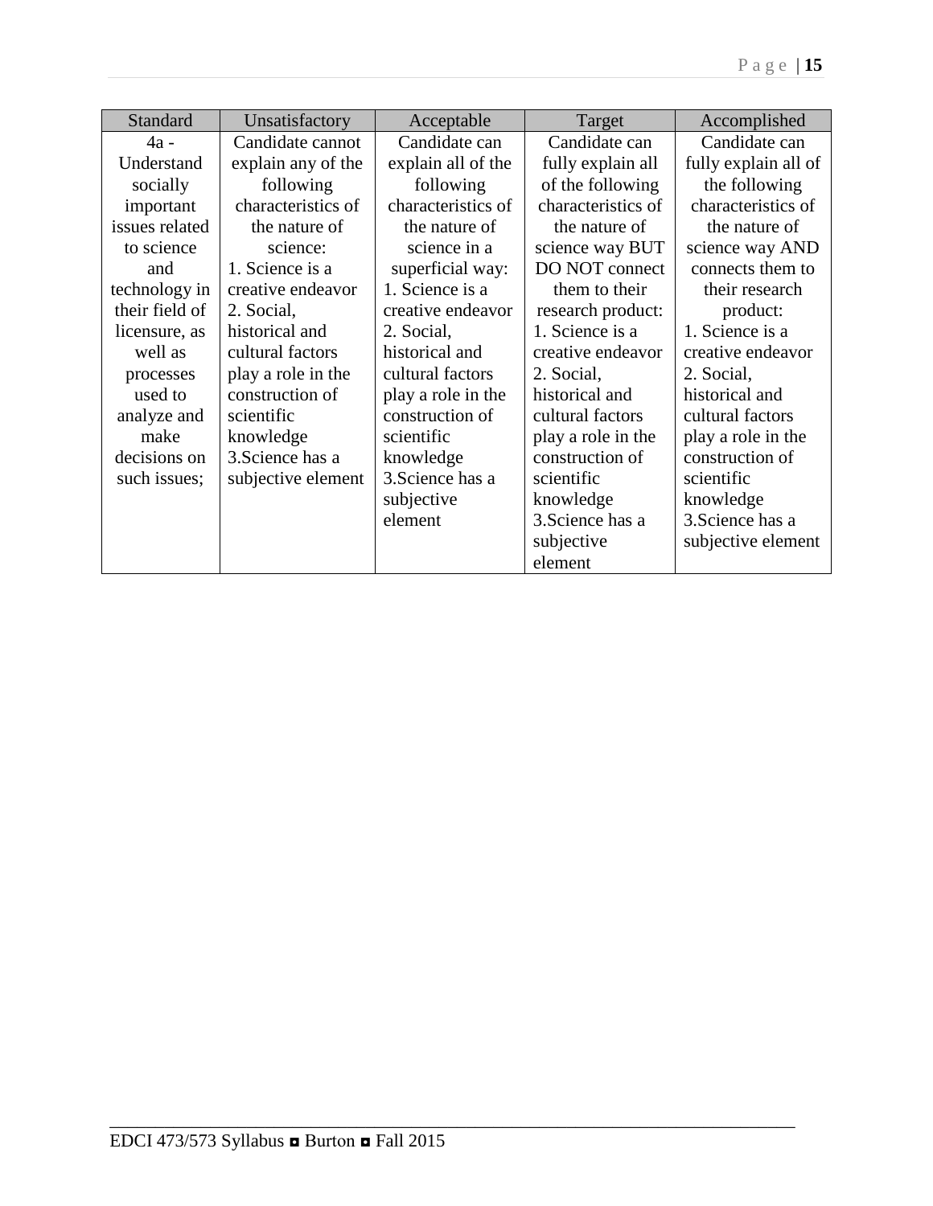| Standard | Unsatisfactory | Acceptable | Target | Accomplished |
|---|---|---|---|---|
| 4a - Understand socially important issues related to science and technology in their field of licensure, as well as processes used to analyze and make decisions on such issues; | Candidate cannot explain any of the following characteristics of the nature of science:<br>1. Science is a creative endeavor<br>2. Social, historical and cultural factors play a role in the construction of scientific knowledge<br>3.Science has a subjective element | Candidate can explain all of the following characteristics of the nature of science in a superficial way:<br>1. Science is a creative endeavor<br>2. Social, historical and cultural factors play a role in the construction of scientific knowledge<br>3.Science has a subjective element | Candidate can fully explain all of the following characteristics of the nature of science way BUT DO NOT connect them to their research product:<br>1. Science is a creative endeavor<br>2. Social, historical and cultural factors play a role in the construction of scientific knowledge<br>3.Science has a subjective element | Candidate can fully explain all of the following characteristics of the nature of science way AND connects them to their research product:<br>1. Science is a creative endeavor<br>2. Social, historical and cultural factors play a role in the construction of scientific knowledge<br>3.Science has a subjective element |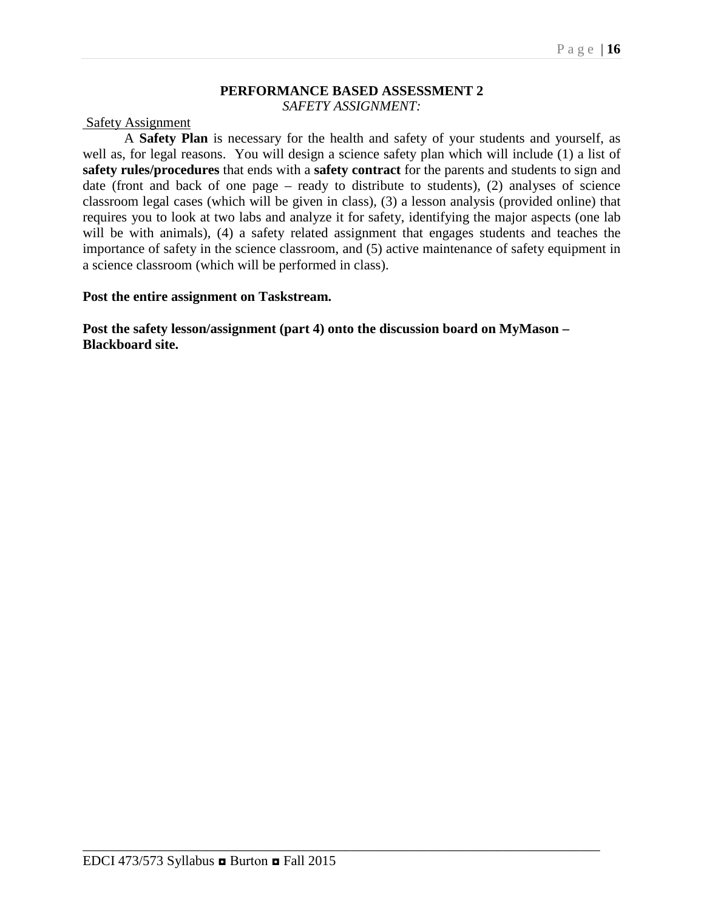## PERFORMANCE BASED ASSESSMENT 2

*SAFETY ASSIGNMENT:*

Safety Assignment

A **Safety Plan** is necessary for the health and safety of your students and yourself, as well as, for legal reasons. You will design a science safety plan which will include (1) a list of **safety rules/procedures** that ends with a **safety contract** for the parents and students to sign and date (front and back of one page – ready to distribute to students), (2) analyses of science classroom legal cases (which will be given in class), (3) a lesson analysis (provided online) that requires you to look at two labs and analyze it for safety, identifying the major aspects (one lab will be with animals), (4) a safety related assignment that engages students and teaches the importance of safety in the science classroom, and (5) active maintenance of safety equipment in a science classroom (which will be performed in class).

**Post the entire assignment on Taskstream.**

**Post the safety lesson/assignment (part 4) onto the discussion board on MyMason – Blackboard site.**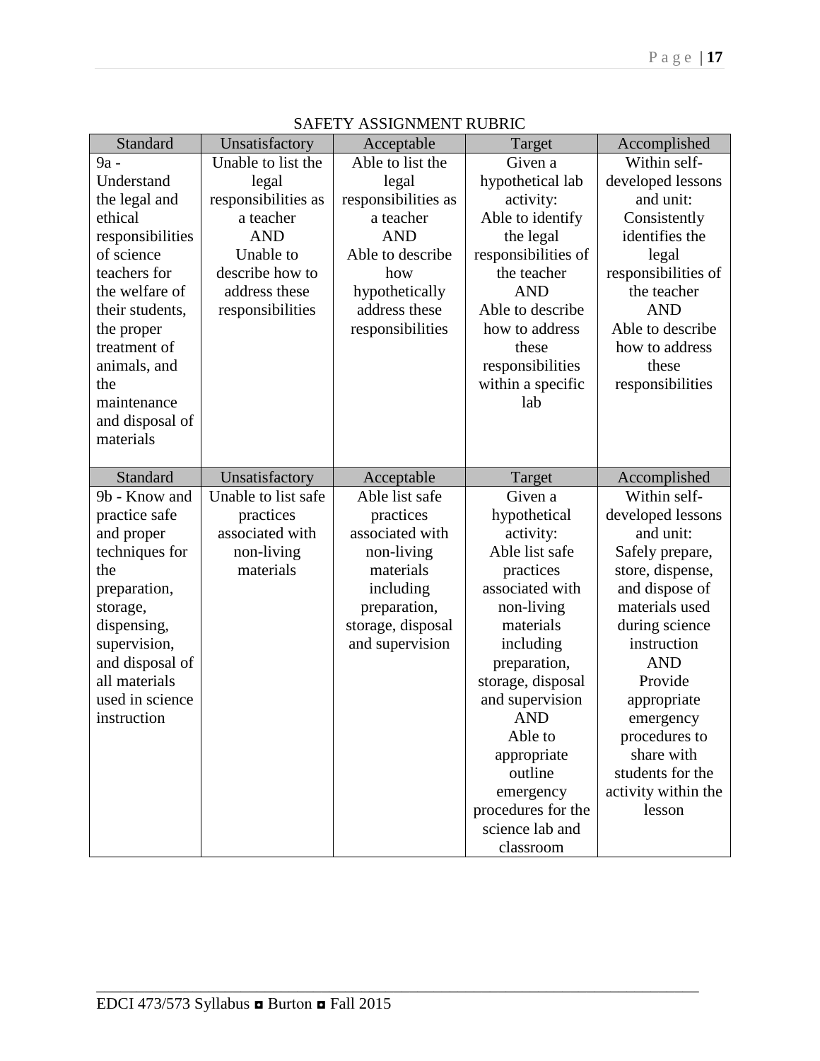SAFETY ASSIGNMENT RUBRIC

| Standard | Unsatisfactory | Acceptable | Target | Accomplished |
|---|---|---|---|---|
| 9a - Understand the legal and ethical responsibilities of science teachers for the welfare of their students, the proper treatment of animals, and the maintenance and disposal of materials | Unable to list the legal responsibilities as a teacher AND Unable to describe how to address these responsibilities | Able to list the legal responsibilities as a teacher AND Able to describe how hypothetically address these responsibilities | Given a hypothetical lab activity: Able to identify the legal responsibilities of the teacher AND Able to describe how to address these responsibilities within a specific lab | Within self-developed lessons and unit: Consistently identifies the legal responsibilities of the teacher AND Able to describe how to address these responsibilities |
| **Standard** | **Unsatisfactory** | **Acceptable** | **Target** | **Accomplished** |
| 9b - Know and practice safe and proper techniques for the preparation, storage, dispensing, supervision, and disposal of all materials used in science instruction | Unable to list safe practices associated with non-living materials | Able list safe practices associated with non-living materials including preparation, storage, disposal and supervision | Given a hypothetical activity: Able list safe practices associated with non-living materials including preparation, storage, disposal and supervision AND Able to appropriate outline emergency procedures for the science lab and classroom | Within self-developed lessons and unit: Safely prepare, store, dispense, and dispose of materials used during science instruction AND Provide appropriate emergency procedures to share with students for the activity within the lesson |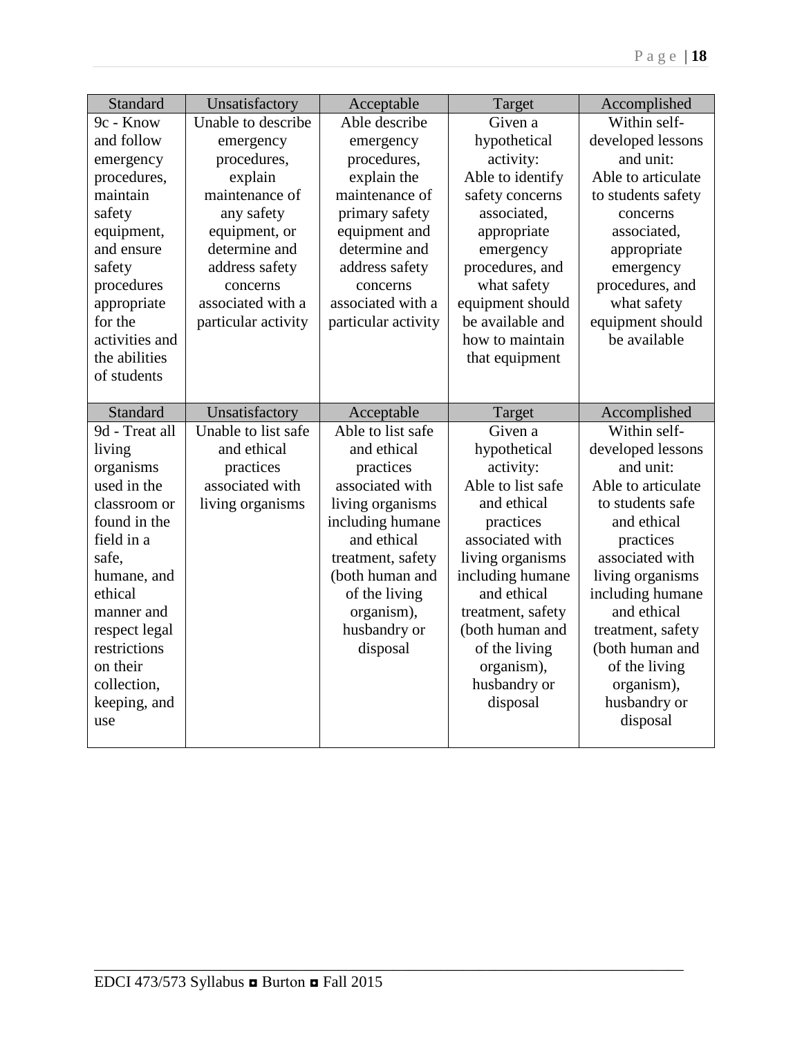| Standard | Unsatisfactory | Acceptable | Target | Accomplished |
|---|---|---|---|---|
| 9c - Know and follow emergency procedures, maintain safety equipment, and ensure safety procedures appropriate for the activities and the abilities of students | Unable to describe emergency procedures, explain maintenance of any safety equipment, or determine and address safety concerns associated with a particular activity | Able describe emergency procedures, explain the maintenance of primary safety equipment and determine and address safety concerns associated with a particular activity | Given a hypothetical activity: Able to identify safety concerns associated, appropriate emergency procedures, and what safety equipment should be available and how to maintain that equipment | Within self-developed lessons and unit: Able to articulate to students safety concerns associated, appropriate emergency procedures, and what safety equipment should be available |

| Standard | Unsatisfactory | Acceptable | Target | Accomplished |
|---|---|---|---|---|
| 9d - Treat all living organisms used in the classroom or found in the field in a safe, humane, and ethical manner and respect legal restrictions on their collection, keeping, and use | Unable to list safe and ethical practices associated with living organisms | Able to list safe and ethical practices associated with living organisms including humane and ethical treatment, safety (both human and of the living organism), husbandry or disposal | Given a hypothetical activity: Able to list safe and ethical practices associated with living organisms including humane and ethical treatment, safety (both human and of the living organism), husbandry or disposal | Within self-developed lessons and unit: Able to articulate to students safe and ethical practices associated with living organisms including humane and ethical treatment, safety (both human and of the living organism), husbandry or disposal |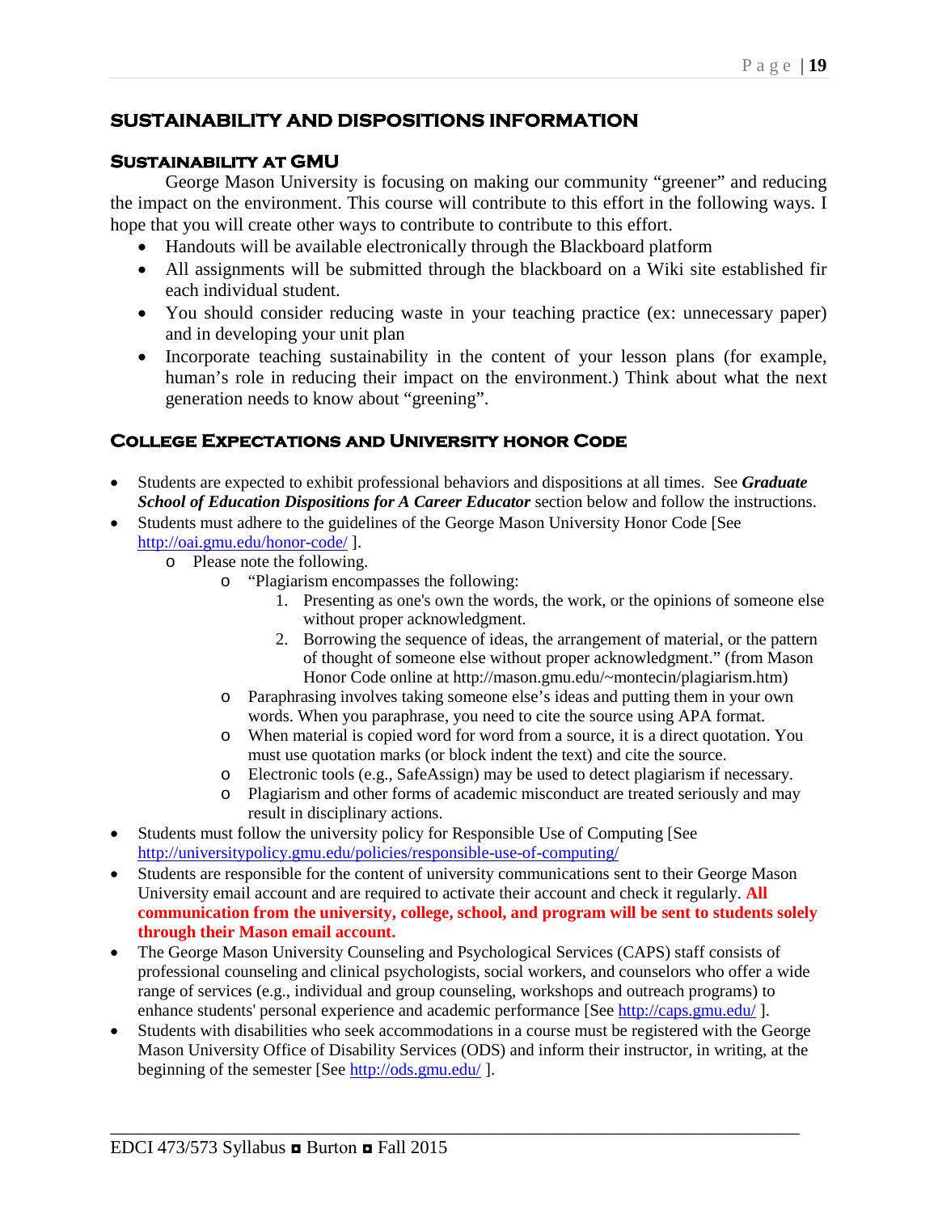## SUSTAINABILITY AND DISPOSITIONS INFORMATION

### Sustainability at GMU

George Mason University is focusing on making our community "greener" and reducing the impact on the environment. This course will contribute to this effort in the following ways. I hope that you will create other ways to contribute to contribute to this effort.

- Handouts will be available electronically through the Blackboard platform
- All assignments will be submitted through the blackboard on a Wiki site established fir each individual student.
- You should consider reducing waste in your teaching practice (ex: unnecessary paper) and in developing your unit plan
- Incorporate teaching sustainability in the content of your lesson plans (for example, human's role in reducing their impact on the environment.) Think about what the next generation needs to know about "greening".

### College Expectations and University honor Code

- Students are expected to exhibit professional behaviors and dispositions at all times. See ***Graduate School of Education Dispositions for A Career Educator*** section below and follow the instructions.
- Students must adhere to the guidelines of the George Mason University Honor Code [See http://oai.gmu.edu/honor-code/ ].
  - Please note the following.
    - "Plagiarism encompasses the following:
      1. Presenting as one's own the words, the work, or the opinions of someone else without proper acknowledgment.
      2. Borrowing the sequence of ideas, the arrangement of material, or the pattern of thought of someone else without proper acknowledgment." (from Mason Honor Code online at http://mason.gmu.edu/~montecin/plagiarism.htm)
    - Paraphrasing involves taking someone else's ideas and putting them in your own words. When you paraphrase, you need to cite the source using APA format.
    - When material is copied word for word from a source, it is a direct quotation. You must use quotation marks (or block indent the text) and cite the source.
    - Electronic tools (e.g., SafeAssign) may be used to detect plagiarism if necessary.
    - Plagiarism and other forms of academic misconduct are treated seriously and may result in disciplinary actions.
- Students must follow the university policy for Responsible Use of Computing [See http://universitypolicy.gmu.edu/policies/responsible-use-of-computing/
- Students are responsible for the content of university communications sent to their George Mason University email account and are required to activate their account and check it regularly. **All communication from the university, college, school, and program will be sent to students solely through their Mason email account.**
- The George Mason University Counseling and Psychological Services (CAPS) staff consists of professional counseling and clinical psychologists, social workers, and counselors who offer a wide range of services (e.g., individual and group counseling, workshops and outreach programs) to enhance students' personal experience and academic performance [See http://caps.gmu.edu/ ].
- Students with disabilities who seek accommodations in a course must be registered with the George Mason University Office of Disability Services (ODS) and inform their instructor, in writing, at the beginning of the semester [See http://ods.gmu.edu/ ].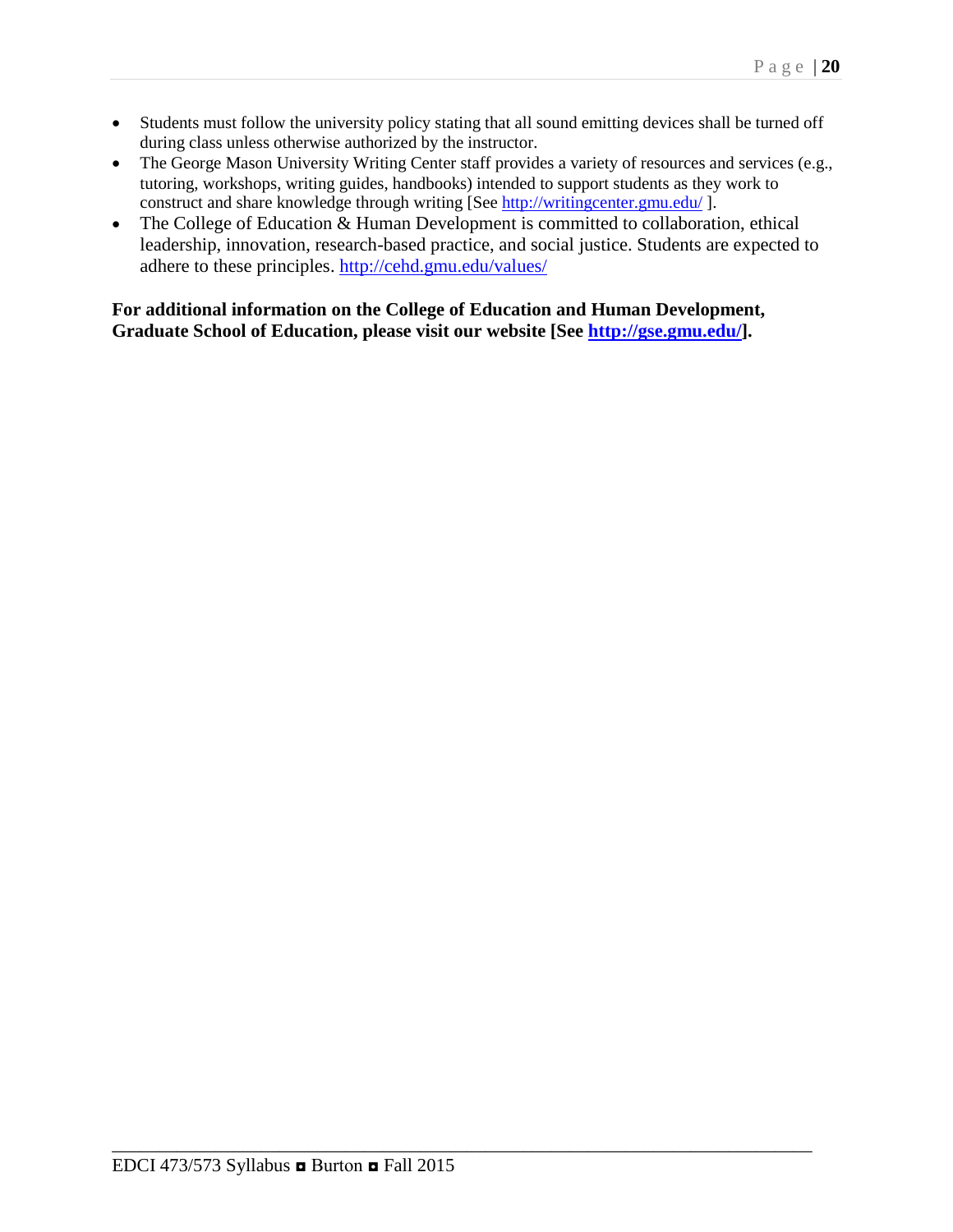- Students must follow the university policy stating that all sound emitting devices shall be turned off during class unless otherwise authorized by the instructor.
- The George Mason University Writing Center staff provides a variety of resources and services (e.g., tutoring, workshops, writing guides, handbooks) intended to support students as they work to construct and share knowledge through writing [See http://writingcenter.gmu.edu/ ].
- The College of Education & Human Development is committed to collaboration, ethical leadership, innovation, research-based practice, and social justice. Students are expected to adhere to these principles. http://cehd.gmu.edu/values/

**For additional information on the College of Education and Human Development, Graduate School of Education, please visit our website [See http://gse.gmu.edu/].**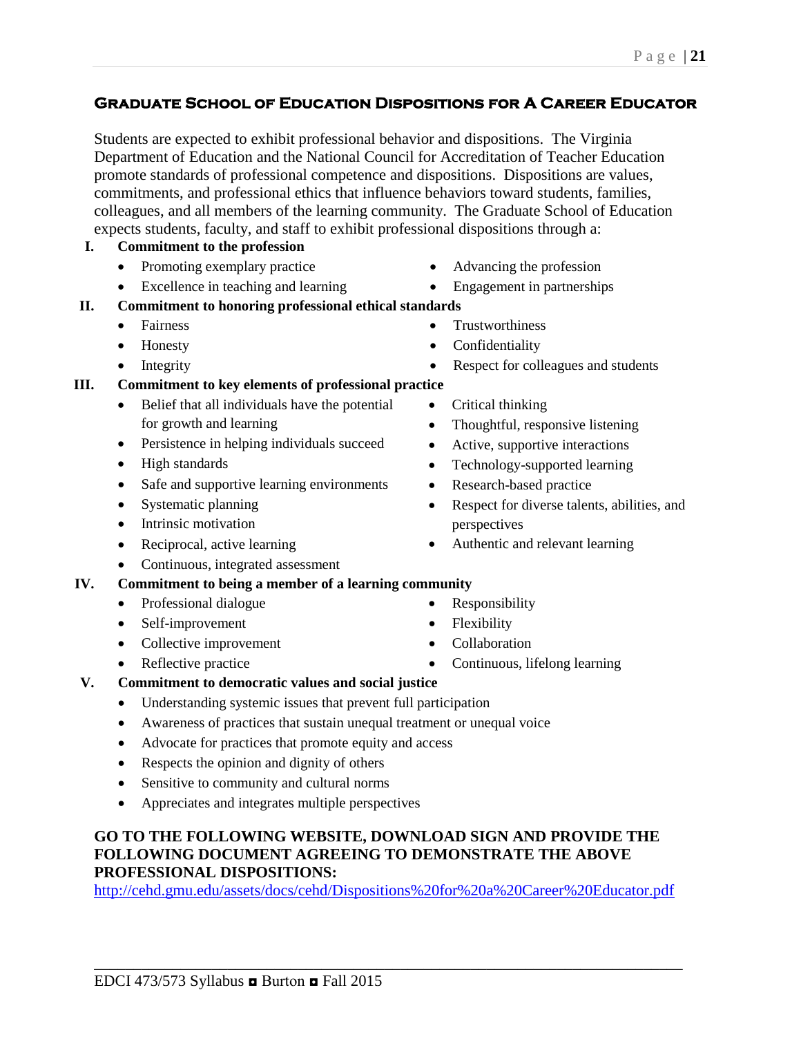## Graduate School of Education Dispositions for A Career Educator

Students are expected to exhibit professional behavior and dispositions. The Virginia Department of Education and the National Council for Accreditation of Teacher Education promote standards of professional competence and dispositions. Dispositions are values, commitments, and professional ethics that influence behaviors toward students, families, colleagues, and all members of the learning community. The Graduate School of Education expects students, faculty, and staff to exhibit professional dispositions through a:

**I. Commitment to the profession**

- Promoting exemplary practice
- Excellence in teaching and learning
- Advancing the profession
- Engagement in partnerships

**II. Commitment to honoring professional ethical standards**

- Fairness
- Honesty
- Integrity
- Trustworthiness
- Confidentiality
- Respect for colleagues and students

**III. Commitment to key elements of professional practice**

- Belief that all individuals have the potential for growth and learning
- Persistence in helping individuals succeed
- High standards
- Safe and supportive learning environments
- Systematic planning
- Intrinsic motivation
- Reciprocal, active learning
- Continuous, integrated assessment
- Critical thinking
- Thoughtful, responsive listening
- Active, supportive interactions
- Technology-supported learning
- Research-based practice
- Respect for diverse talents, abilities, and perspectives
- Authentic and relevant learning

**IV. Commitment to being a member of a learning community**

- Professional dialogue
- Self-improvement
- Collective improvement
- Reflective practice
- Responsibility
- Flexibility
- Collaboration
- Continuous, lifelong learning

**V. Commitment to democratic values and social justice**

- Understanding systemic issues that prevent full participation
- Awareness of practices that sustain unequal treatment or unequal voice
- Advocate for practices that promote equity and access
- Respects the opinion and dignity of others
- Sensitive to community and cultural norms
- Appreciates and integrates multiple perspectives

**GO TO THE FOLLOWING WEBSITE, DOWNLOAD SIGN AND PROVIDE THE FOLLOWING DOCUMENT AGREEING TO DEMONSTRATE THE ABOVE PROFESSIONAL DISPOSITIONS:**
http://cehd.gmu.edu/assets/docs/cehd/Dispositions%20for%20a%20Career%20Educator.pdf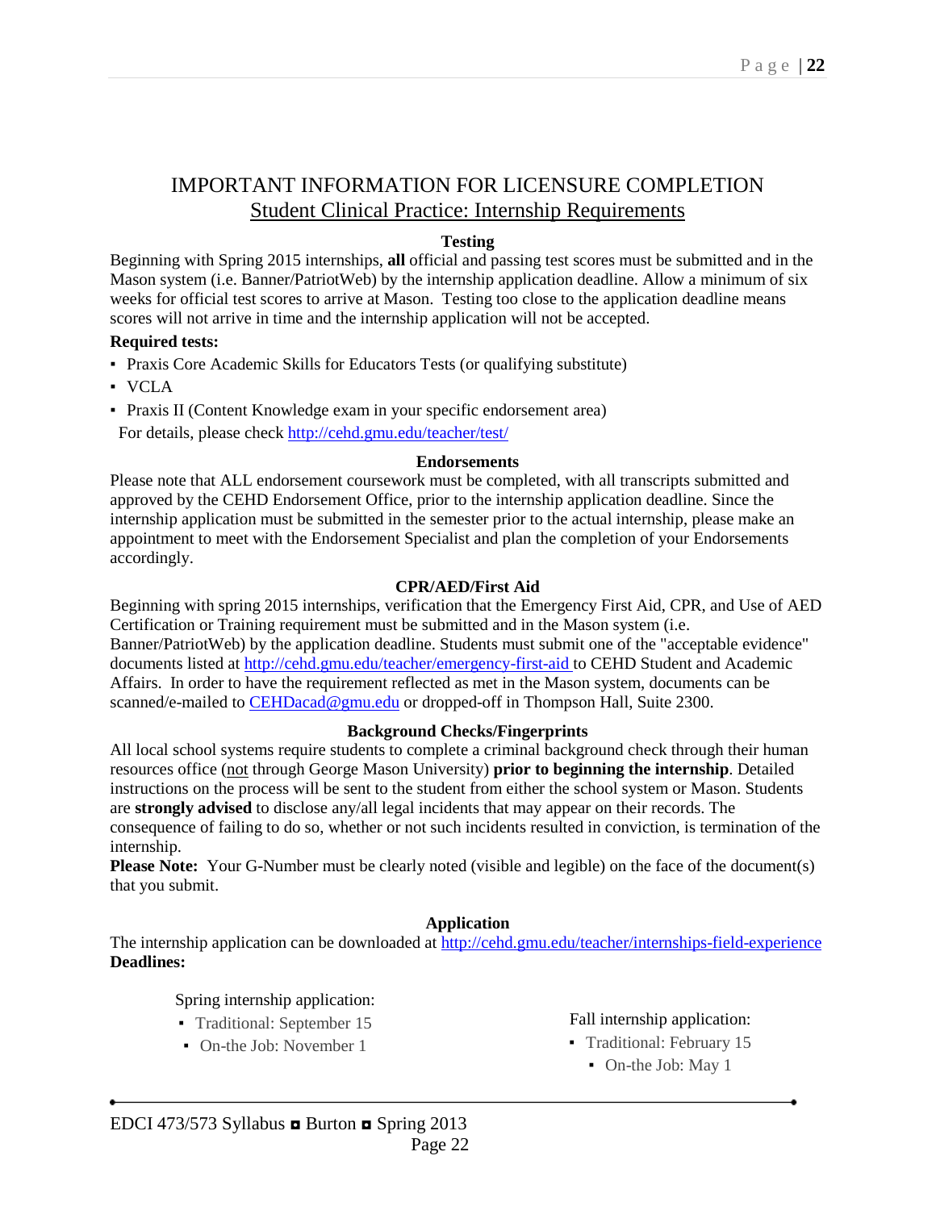# IMPORTANT INFORMATION FOR LICENSURE COMPLETION

## Student Clinical Practice: Internship Requirements

### Testing

Beginning with Spring 2015 internships, **all** official and passing test scores must be submitted and in the Mason system (i.e. Banner/PatriotWeb) by the internship application deadline. Allow a minimum of six weeks for official test scores to arrive at Mason. Testing too close to the application deadline means scores will not arrive in time and the internship application will not be accepted.

**Required tests:**

- Praxis Core Academic Skills for Educators Tests (or qualifying substitute)
- VCLA
- Praxis II (Content Knowledge exam in your specific endorsement area)

For details, please check http://cehd.gmu.edu/teacher/test/

### Endorsements

Please note that ALL endorsement coursework must be completed, with all transcripts submitted and approved by the CEHD Endorsement Office, prior to the internship application deadline. Since the internship application must be submitted in the semester prior to the actual internship, please make an appointment to meet with the Endorsement Specialist and plan the completion of your Endorsements accordingly.

### CPR/AED/First Aid

Beginning with spring 2015 internships, verification that the Emergency First Aid, CPR, and Use of AED Certification or Training requirement must be submitted and in the Mason system (i.e. Banner/PatriotWeb) by the application deadline. Students must submit one of the "acceptable evidence" documents listed at http://cehd.gmu.edu/teacher/emergency-first-aid to CEHD Student and Academic Affairs. In order to have the requirement reflected as met in the Mason system, documents can be scanned/e-mailed to CEHDacad@gmu.edu or dropped-off in Thompson Hall, Suite 2300.

### Background Checks/Fingerprints

All local school systems require students to complete a criminal background check through their human resources office (not through George Mason University) **prior to beginning the internship**. Detailed instructions on the process will be sent to the student from either the school system or Mason. Students are **strongly advised** to disclose any/all legal incidents that may appear on their records. The consequence of failing to do so, whether or not such incidents resulted in conviction, is termination of the internship.

**Please Note:** Your G-Number must be clearly noted (visible and legible) on the face of the document(s) that you submit.

### Application

The internship application can be downloaded at http://cehd.gmu.edu/teacher/internships-field-experience

**Deadlines:**

Spring internship application:

- Traditional: September 15
- On-the Job: November 1

Fall internship application:

- Traditional: February 15
- On-the Job: May 1